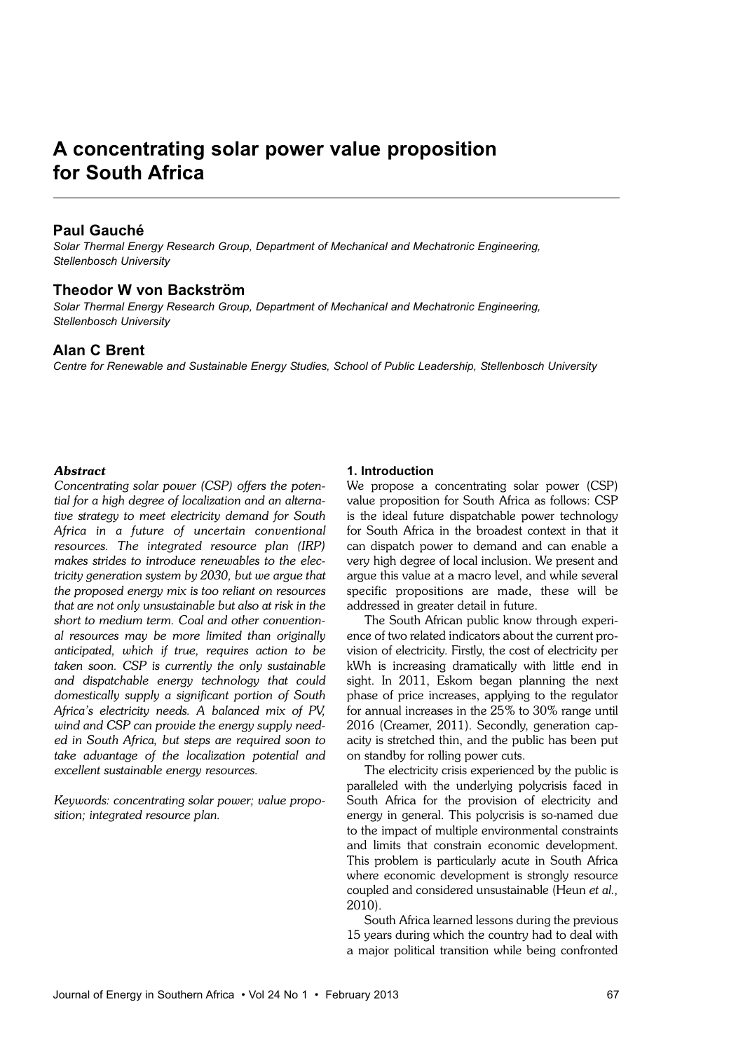# A concentrating solar power value proposition for South Africa

**Paul Gauché**

*Solar Thermal Energy Research Group, Department of Mechanical and Mechatronic Engineering, Stellenbosch University*

**Theodor W von Backström**

*Solar Thermal Energy Research Group, Department of Mechanical and Mechatronic Engineering, Stellenbosch University*

**Alan C Brent**

*Centre for Renewable and Sustainable Energy Studies, School of Public Leadership, Stellenbosch University*

### *Abstract*

*Concentrating solar power (CSP) offers the potential for a high degree of localization and an alternative strategy to meet electricity demand for South Africa in a future of uncertain conventional resources. The integrated resource plan (IRP) makes strides to introduce renewables to the electricity generation system by 2030, but we argue that the proposed energy mix is too reliant on resources that are not only unsustainable but also at risk in the short to medium term. Coal and other conventional resources may be more limited than originally anticipated, which if true, requires action to be taken soon. CSP is currently the only sustainable and dispatchable energy technology that could domestically supply a significant portion of South Africa's electricity needs. A balanced mix of PV, wind and CSP can provide the energy supply needed in South Africa, but steps are required soon to take advantage of the localization potential and excellent sustainable energy resources.*

*Keywords: concentrating solar power; value proposition; integrated resource plan.*

## 1. Introduction

We propose a concentrating solar power (CSP) value proposition for South Africa as follows: CSP is the ideal future dispatchable power technology for South Africa in the broadest context in that it can dispatch power to demand and can enable a very high degree of local inclusion. We present and argue this value at a macro level, and while several specific propositions are made, these will be addressed in greater detail in future.

The South African public know through experience of two related indicators about the current provision of electricity. Firstly, the cost of electricity per kWh is increasing dramatically with little end in sight. In 2011, Eskom began planning the next phase of price increases, applying to the regulator for annual increases in the 25% to 30% range until 2016 (Creamer, 2011). Secondly, generation capacity is stretched thin, and the public has been put on standby for rolling power cuts.

The electricity crisis experienced by the public is paralleled with the underlying polycrisis faced in South Africa for the provision of electricity and energy in general. This polycrisis is so-named due to the impact of multiple environmental constraints and limits that constrain economic development. This problem is particularly acute in South Africa where economic development is strongly resource coupled and considered unsustainable (Heun *et al.,* 2010).

South Africa learned lessons during the previous 15 years during which the country had to deal with a major political transition while being confronted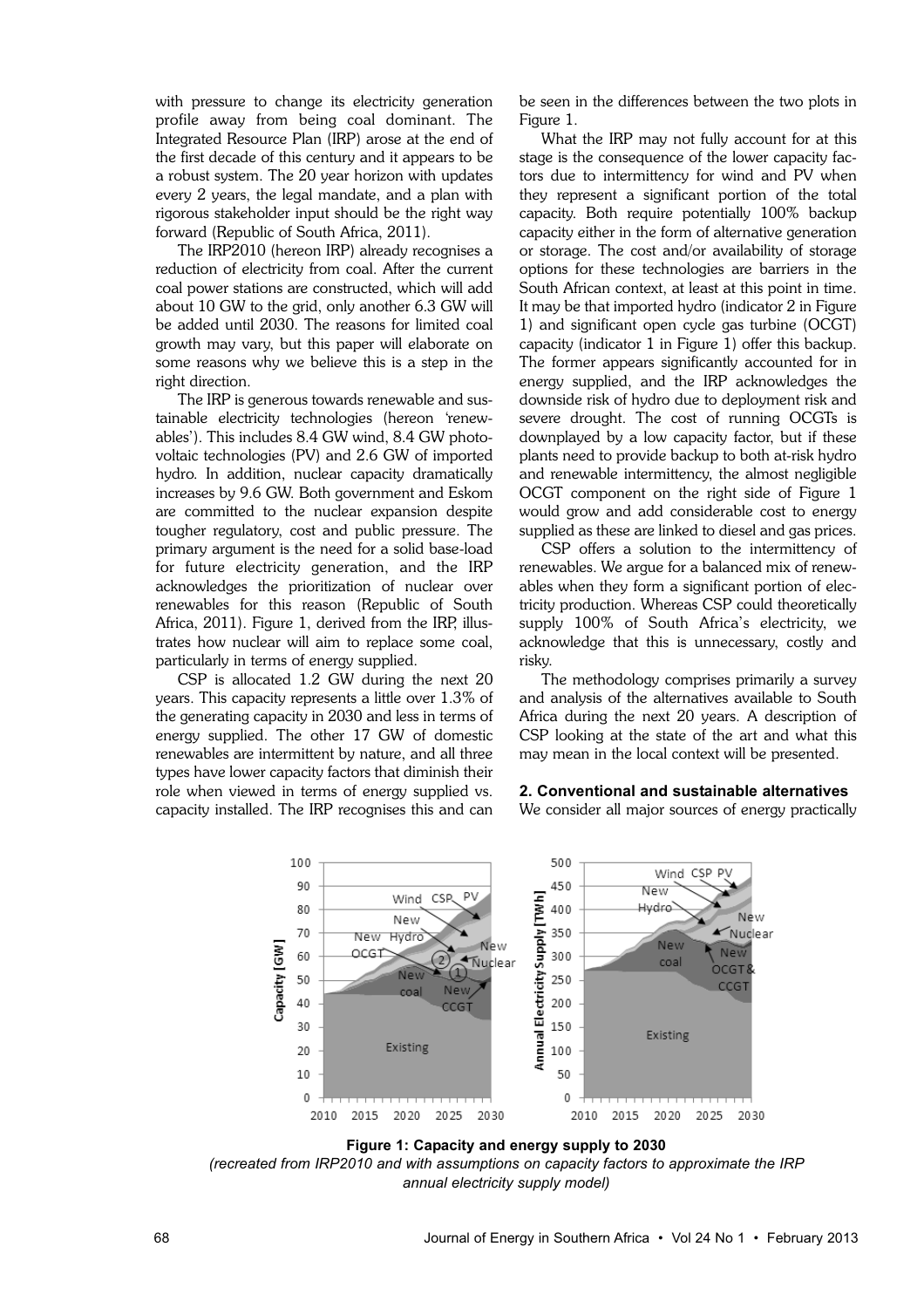with pressure to change its electricity generation profile away from being coal dominant. The Integrated Resource Plan (IRP) arose at the end of the first decade of this century and it appears to be a robust system. The 20 year horizon with updates every 2 years, the legal mandate, and a plan with rigorous stakeholder input should be the right way forward (Republic of South Africa, 2011).

The IRP2010 (hereon IRP) already recognises a reduction of electricity from coal. After the current coal power stations are constructed, which will add about 10 GW to the grid, only another 6.3 GW will be added until 2030. The reasons for limited coal growth may vary, but this paper will elaborate on some reasons why we believe this is a step in the right direction.

The IRP is generous towards renewable and sustainable electricity technologies (hereon 'renewables'). This includes 8.4 GW wind, 8.4 GW photovoltaic technologies (PV) and 2.6 GW of imported hydro. In addition, nuclear capacity dramatically increases by 9.6 GW. Both government and Eskom are committed to the nuclear expansion despite tougher regulatory, cost and public pressure. The primary argument is the need for a solid base-load for future electricity generation, and the IRP acknowledges the prioritization of nuclear over renewables for this reason (Republic of South Africa, 2011). Figure 1, derived from the IRP, illustrates how nuclear will aim to replace some coal, particularly in terms of energy supplied.

CSP is allocated 1.2 GW during the next 20 years. This capacity represents a little over 1.3% of the generating capacity in 2030 and less in terms of energy supplied. The other 17 GW of domestic renewables are intermittent by nature, and all three types have lower capacity factors that diminish their role when viewed in terms of energy supplied vs. capacity installed. The IRP recognises this and can be seen in the differences between the two plots in Figure 1.

What the IRP may not fully account for at this stage is the consequence of the lower capacity factors due to intermittency for wind and PV when they represent a significant portion of the total capacity. Both require potentially 100% backup capacity either in the form of alternative generation or storage. The cost and/or availability of storage options for these technologies are barriers in the South African context, at least at this point in time. It may be that imported hydro (indicator 2 in Figure 1) and significant open cycle gas turbine (OCGT) capacity (indicator 1 in Figure 1) offer this backup. The former appears significantly accounted for in energy supplied, and the IRP acknowledges the downside risk of hydro due to deployment risk and severe drought. The cost of running OCGTs is downplayed by a low capacity factor, but if these plants need to provide backup to both at-risk hydro and renewable intermittency, the almost negligible OCGT component on the right side of Figure 1 would grow and add considerable cost to energy supplied as these are linked to diesel and gas prices.

CSP offers a solution to the intermittency of renewables. We argue for a balanced mix of renewables when they form a significant portion of electricity production. Whereas CSP could theoretically supply 100% of South Africa's electricity, we acknowledge that this is unnecessary, costly and risky.

The methodology comprises primarily a survey and analysis of the alternatives available to South Africa during the next 20 years. A description of CSP looking at the state of the art and what this may mean in the local context will be presented.

## 2. Conventional and sustainable alternatives

We consider all major sources of energy practically

**Figure 1: Capacity and energy supply to 2030**

*(recreated from IRP2010 and with assumptions on capacity factors to approximate the IRP annual electricity supply model)*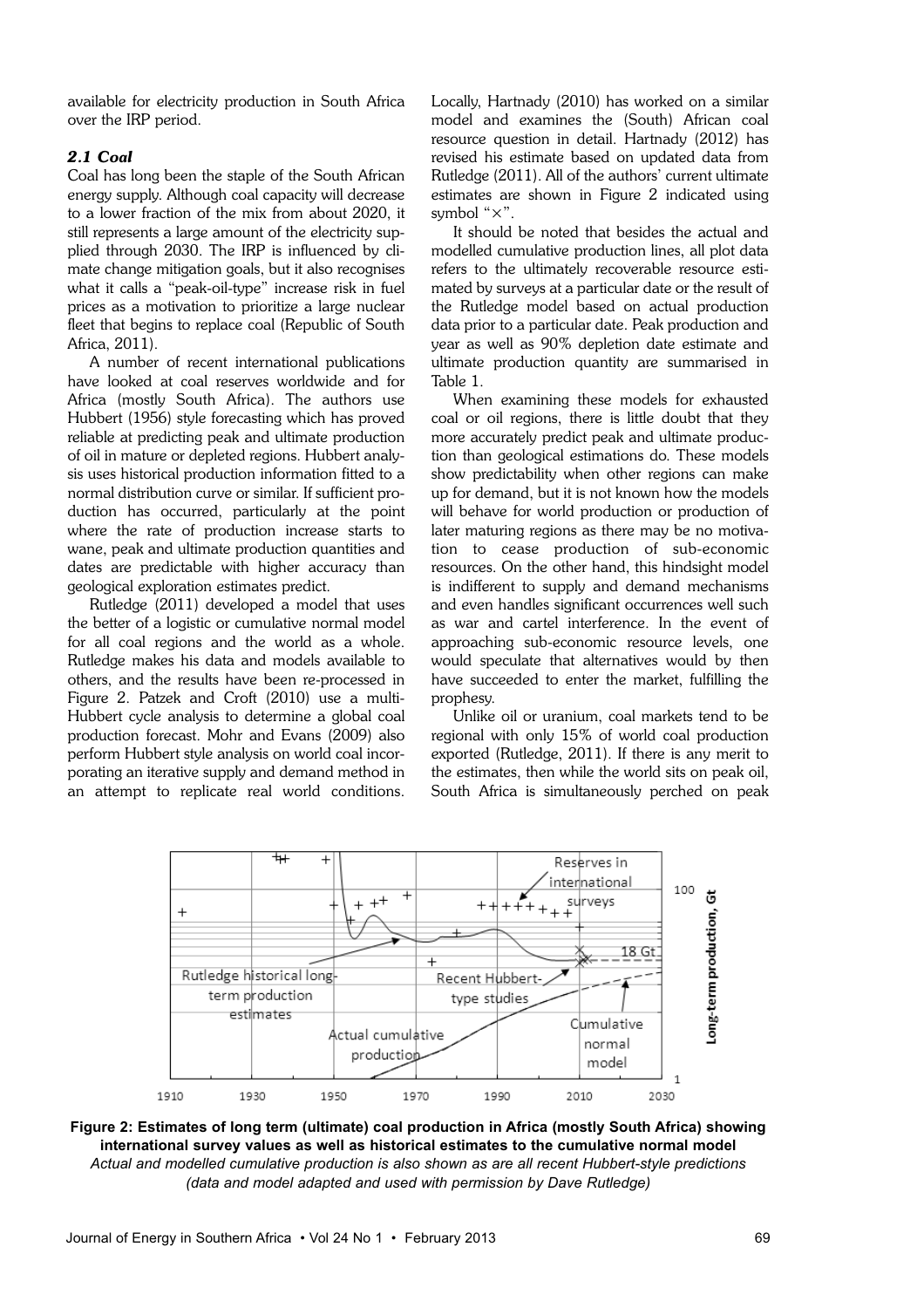available for electricity production in South Africa over the IRP period.

### *2.1 Coal*

Coal has long been the staple of the South African energy supply. Although coal capacity will decrease to a lower fraction of the mix from about 2020, it still represents a large amount of the electricity supplied through 2030. The IRP is influenced by climate change mitigation goals, but it also recognises what it calls a "peak-oil-type" increase risk in fuel prices as a motivation to prioritize a large nuclear fleet that begins to replace coal (Republic of South Africa, 2011).

A number of recent international publications have looked at coal reserves worldwide and for Africa (mostly South Africa). The authors use Hubbert (1956) style forecasting which has proved reliable at predicting peak and ultimate production of oil in mature or depleted regions. Hubbert analysis uses historical production information fitted to a normal distribution curve or similar. If sufficient production has occurred, particularly at the point where the rate of production increase starts to wane, peak and ultimate production quantities and dates are predictable with higher accuracy than geological exploration estimates predict.

Rutledge (2011) developed a model that uses the better of a logistic or cumulative normal model for all coal regions and the world as a whole. Rutledge makes his data and models available to others, and the results have been re-processed in Figure 2. Patzek and Croft (2010) use a multi-Hubbert cycle analysis to determine a global coal production forecast. Mohr and Evans (2009) also perform Hubbert style analysis on world coal incorporating an iterative supply and demand method in an attempt to replicate real world conditions. Locally, Hartnady (2010) has worked on a similar model and examines the (South) African coal resource question in detail. Hartnady (2012) has revised his estimate based on updated data from Rutledge (2011). All of the authors' current ultimate estimates are shown in Figure 2 indicated using symbol "×".

It should be noted that besides the actual and modelled cumulative production lines, all plot data refers to the ultimately recoverable resource estimated by surveys at a particular date or the result of the Rutledge model based on actual production data prior to a particular date. Peak production and year as well as 90% depletion date estimate and ultimate production quantity are summarised in Table 1.

When examining these models for exhausted coal or oil regions, there is little doubt that they more accurately predict peak and ultimate production than geological estimations do. These models show predictability when other regions can make up for demand, but it is not known how the models will behave for world production or production of later maturing regions as there may be no motivation to cease production of sub-economic resources. On the other hand, this hindsight model is indifferent to supply and demand mechanisms and even handles significant occurrences well such as war and cartel interference. In the event of approaching sub-economic resource levels, one would speculate that alternatives would by then have succeeded to enter the market, fulfilling the prophesy.

Unlike oil or uranium, coal markets tend to be regional with only 15% of world coal production exported (Rutledge, 2011). If there is any merit to the estimates, then while the world sits on peak oil, South Africa is simultaneously perched on peak

**Figure 2: Estimates of long term (ultimate) coal production in Africa (mostly South Africa) showing international survey values as well as historical estimates to the cumulative normal model**
*Actual and modelled cumulative production is also shown as are all recent Hubbert-style predictions (data and model adapted and used with permission by Dave Rutledge)*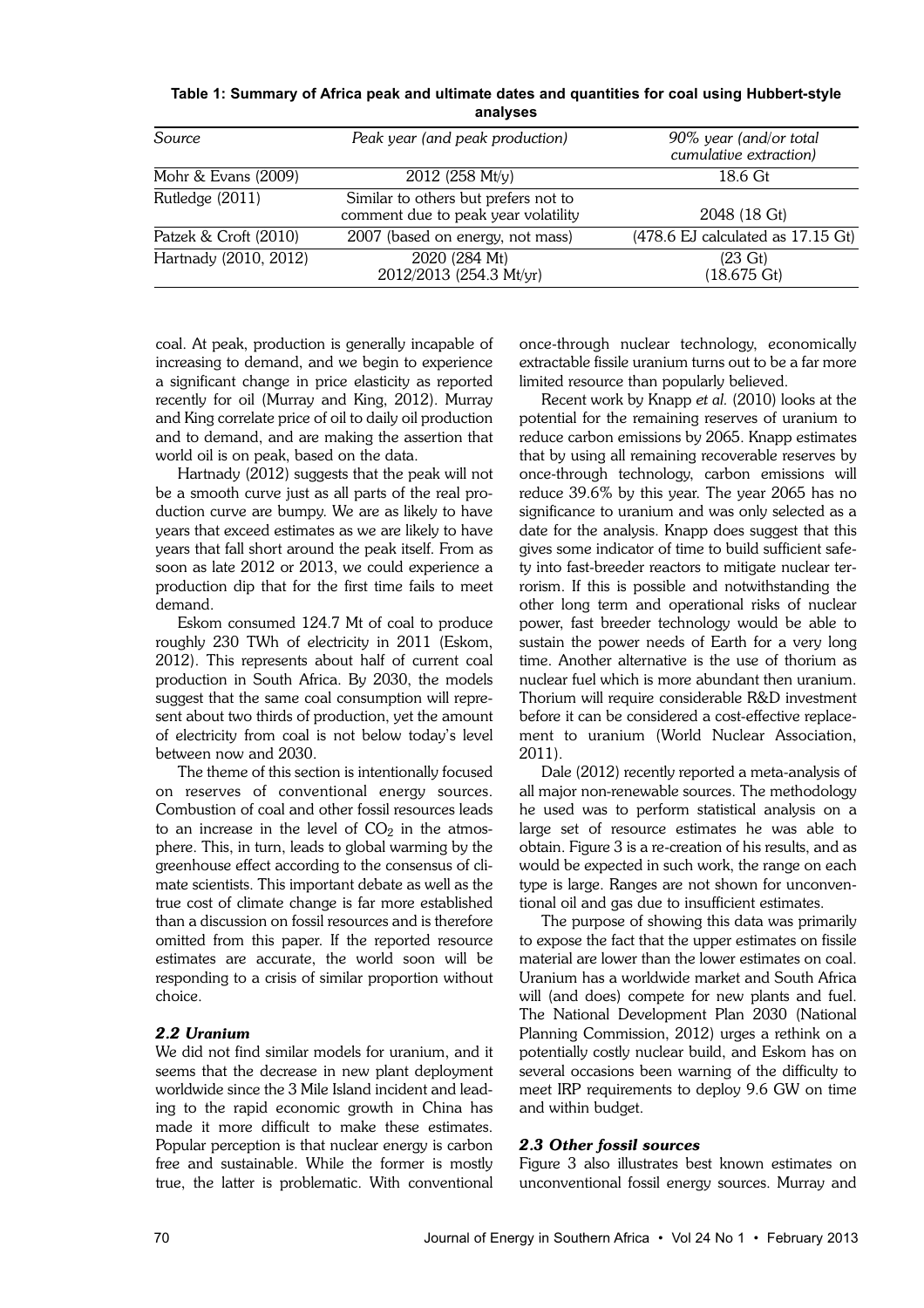**Table 1: Summary of Africa peak and ultimate dates and quantities for coal using Hubbert-style analyses**

| *Source* | *Peak year (and peak production)* | *90% year (and/or total cumulative extraction)* |
|---|---|---|
| Mohr & Evans (2009) | 2012 (258 Mt/y) | 18.6 Gt |
| Rutledge (2011) | Similar to others but prefers not to comment due to peak year volatility | 2048 (18 Gt) |
| Patzek & Croft (2010) | 2007 (based on energy, not mass) | (478.6 EJ calculated as 17.15 Gt) |
| Hartnady (2010, 2012) | 2020 (284 Mt)<br>2012/2013 (254.3 Mt/yr) | (23 Gt)<br>(18.675 Gt) |

coal. At peak, production is generally incapable of increasing to demand, and we begin to experience a significant change in price elasticity as reported recently for oil (Murray and King, 2012). Murray and King correlate price of oil to daily oil production and to demand, and are making the assertion that world oil is on peak, based on the data.

Hartnady (2012) suggests that the peak will not be a smooth curve just as all parts of the real production curve are bumpy. We are as likely to have years that exceed estimates as we are likely to have years that fall short around the peak itself. From as soon as late 2012 or 2013, we could experience a production dip that for the first time fails to meet demand.

Eskom consumed 124.7 Mt of coal to produce roughly 230 TWh of electricity in 2011 (Eskom, 2012). This represents about half of current coal production in South Africa. By 2030, the models suggest that the same coal consumption will represent about two thirds of production, yet the amount of electricity from coal is not below today's level between now and 2030.

The theme of this section is intentionally focused on reserves of conventional energy sources. Combustion of coal and other fossil resources leads to an increase in the level of $CO_2$ in the atmosphere. This, in turn, leads to global warming by the greenhouse effect according to the consensus of climate scientists. This important debate as well as the true cost of climate change is far more established than a discussion on fossil resources and is therefore omitted from this paper. If the reported resource estimates are accurate, the world soon will be responding to a crisis of similar proportion without choice.

### *2.2 Uranium*

We did not find similar models for uranium, and it seems that the decrease in new plant deployment worldwide since the 3 Mile Island incident and leading to the rapid economic growth in China has made it more difficult to make these estimates. Popular perception is that nuclear energy is carbon free and sustainable. While the former is mostly true, the latter is problematic. With conventional once-through nuclear technology, economically extractable fissile uranium turns out to be a far more limited resource than popularly believed.

Recent work by Knapp *et al.* (2010) looks at the potential for the remaining reserves of uranium to reduce carbon emissions by 2065. Knapp estimates that by using all remaining recoverable reserves by once-through technology, carbon emissions will reduce 39.6% by this year. The year 2065 has no significance to uranium and was only selected as a date for the analysis. Knapp does suggest that this gives some indicator of time to build sufficient safety into fast-breeder reactors to mitigate nuclear terrorism. If this is possible and notwithstanding the other long term and operational risks of nuclear power, fast breeder technology would be able to sustain the power needs of Earth for a very long time. Another alternative is the use of thorium as nuclear fuel which is more abundant then uranium. Thorium will require considerable R&D investment before it can be considered a cost-effective replacement to uranium (World Nuclear Association, 2011).

Dale (2012) recently reported a meta-analysis of all major non-renewable sources. The methodology he used was to perform statistical analysis on a large set of resource estimates he was able to obtain. Figure 3 is a re-creation of his results, and as would be expected in such work, the range on each type is large. Ranges are not shown for unconventional oil and gas due to insufficient estimates.

The purpose of showing this data was primarily to expose the fact that the upper estimates on fissile material are lower than the lower estimates on coal. Uranium has a worldwide market and South Africa will (and does) compete for new plants and fuel. The National Development Plan 2030 (National Planning Commission, 2012) urges a rethink on a potentially costly nuclear build, and Eskom has on several occasions been warning of the difficulty to meet IRP requirements to deploy 9.6 GW on time and within budget.

### *2.3 Other fossil sources*

Figure 3 also illustrates best known estimates on unconventional fossil energy sources. Murray and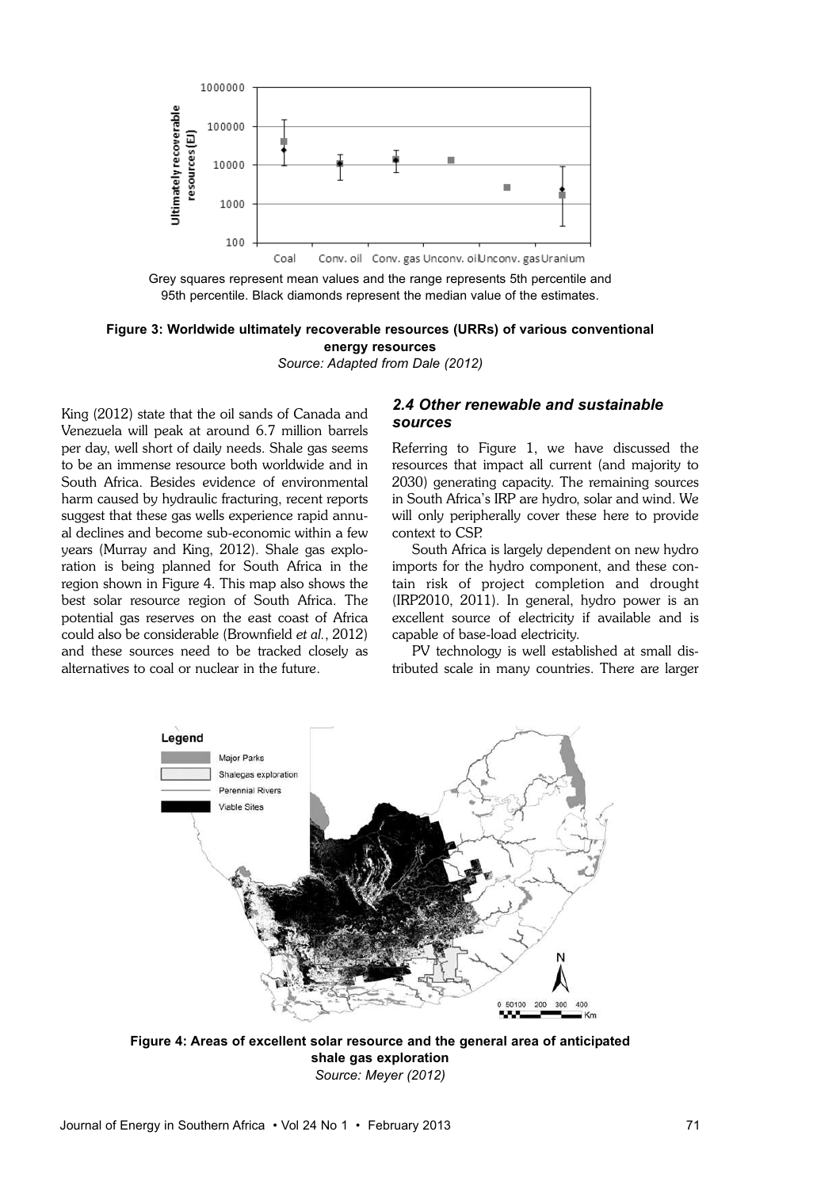Grey squares represent mean values and the range represents 5th percentile and 95th percentile. Black diamonds represent the median value of the estimates.

**Figure 3: Worldwide ultimately recoverable resources (URRs) of various conventional energy resources**
*Source: Adapted from Dale (2012)*

King (2012) state that the oil sands of Canada and Venezuela will peak at around 6.7 million barrels per day, well short of daily needs. Shale gas seems to be an immense resource both worldwide and in South Africa. Besides evidence of environmental harm caused by hydraulic fracturing, recent reports suggest that these gas wells experience rapid annual declines and become sub-economic within a few years (Murray and King, 2012). Shale gas exploration is being planned for South Africa in the region shown in Figure 4. This map also shows the best solar resource region of South Africa. The potential gas reserves on the east coast of Africa could also be considerable (Brownfield *et al.*, 2012) and these sources need to be tracked closely as alternatives to coal or nuclear in the future.

### *2.4 Other renewable and sustainable sources*

Referring to Figure 1, we have discussed the resources that impact all current (and majority to 2030) generating capacity. The remaining sources in South Africa's IRP are hydro, solar and wind. We will only peripherally cover these here to provide context to CSP.

South Africa is largely dependent on new hydro imports for the hydro component, and these contain risk of project completion and drought (IRP2010, 2011). In general, hydro power is an excellent source of electricity if available and is capable of base-load electricity.

PV technology is well established at small distributed scale in many countries. There are larger

**Figure 4: Areas of excellent solar resource and the general area of anticipated shale gas exploration**
*Source: Meyer (2012)*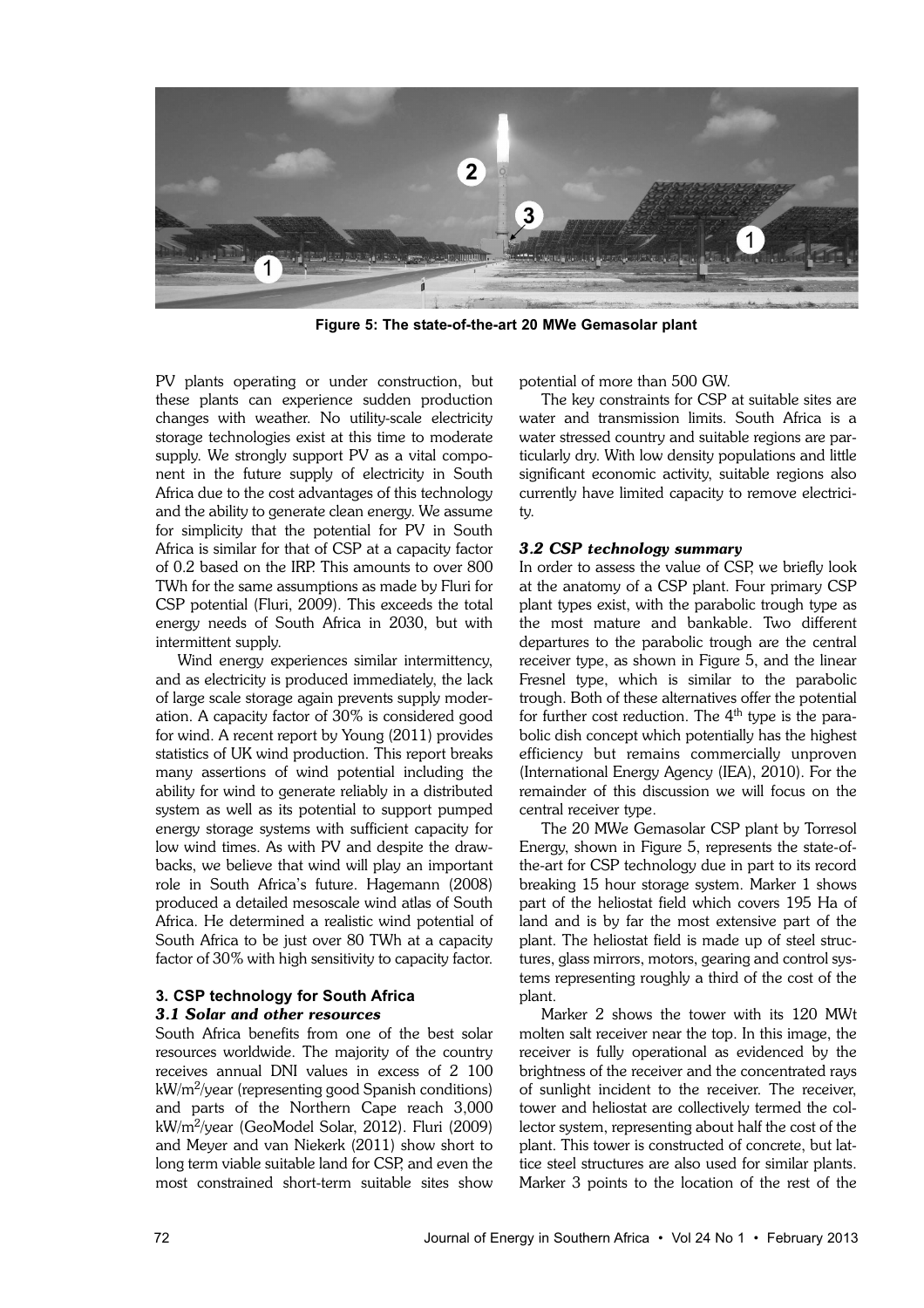Figure 5: The state-of-the-art 20 MWe Gemasolar plant

PV plants operating or under construction, but these plants can experience sudden production changes with weather. No utility-scale electricity storage technologies exist at this time to moderate supply. We strongly support PV as a vital component in the future supply of electricity in South Africa due to the cost advantages of this technology and the ability to generate clean energy. We assume for simplicity that the potential for PV in South Africa is similar for that of CSP at a capacity factor of 0.2 based on the IRP. This amounts to over 800 TWh for the same assumptions as made by Fluri for CSP potential (Fluri, 2009). This exceeds the total energy needs of South Africa in 2030, but with intermittent supply.

Wind energy experiences similar intermittency, and as electricity is produced immediately, the lack of large scale storage again prevents supply moderation. A capacity factor of 30% is considered good for wind. A recent report by Young (2011) provides statistics of UK wind production. This report breaks many assertions of wind potential including the ability for wind to generate reliably in a distributed system as well as its potential to support pumped energy storage systems with sufficient capacity for low wind times. As with PV and despite the drawbacks, we believe that wind will play an important role in South Africa's future. Hagemann (2008) produced a detailed mesoscale wind atlas of South Africa. He determined a realistic wind potential of South Africa to be just over 80 TWh at a capacity factor of 30% with high sensitivity to capacity factor.

## 3. CSP technology for South Africa

### *3.1 Solar and other resources*

South Africa benefits from one of the best solar resources worldwide. The majority of the country receives annual DNI values in excess of 2 100 $kW/m^2$/year (representing good Spanish conditions) and parts of the Northern Cape reach 3,000 $kW/m^2$/year (GeoModel Solar, 2012). Fluri (2009) and Meyer and van Niekerk (2011) show short to long term viable suitable land for CSP, and even the most constrained short-term suitable sites show potential of more than 500 GW.

The key constraints for CSP at suitable sites are water and transmission limits. South Africa is a water stressed country and suitable regions are particularly dry. With low density populations and little significant economic activity, suitable regions also currently have limited capacity to remove electricity.

### *3.2 CSP technology summary*

In order to assess the value of CSP, we briefly look at the anatomy of a CSP plant. Four primary CSP plant types exist, with the parabolic trough type as the most mature and bankable. Two different departures to the parabolic trough are the central receiver type, as shown in Figure 5, and the linear Fresnel type, which is similar to the parabolic trough. Both of these alternatives offer the potential for further cost reduction. The 4th type is the parabolic dish concept which potentially has the highest efficiency but remains commercially unproven (International Energy Agency (IEA), 2010). For the remainder of this discussion we will focus on the central receiver type.

The 20 MWe Gemasolar CSP plant by Torresol Energy, shown in Figure 5, represents the state-of-the-art for CSP technology due in part to its record breaking 15 hour storage system. Marker 1 shows part of the heliostat field which covers 195 Ha of land and is by far the most extensive part of the plant. The heliostat field is made up of steel structures, glass mirrors, motors, gearing and control systems representing roughly a third of the cost of the plant.

Marker 2 shows the tower with its 120 MWt molten salt receiver near the top. In this image, the receiver is fully operational as evidenced by the brightness of the receiver and the concentrated rays of sunlight incident to the receiver. The receiver, tower and heliostat are collectively termed the collector system, representing about half the cost of the plant. This tower is constructed of concrete, but lattice steel structures are also used for similar plants. Marker 3 points to the location of the rest of the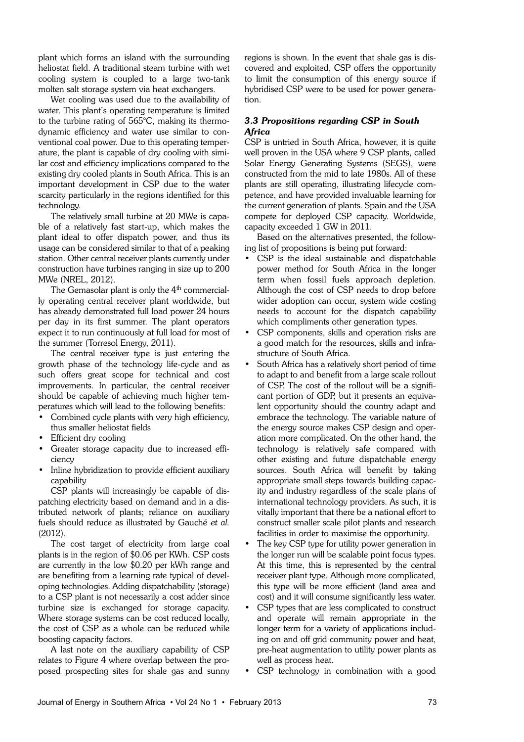plant which forms an island with the surrounding heliostat field. A traditional steam turbine with wet cooling system is coupled to a large two-tank molten salt storage system via heat exchangers.

Wet cooling was used due to the availability of water. This plant's operating temperature is limited to the turbine rating of 565°C, making its thermodynamic efficiency and water use similar to conventional coal power. Due to this operating temperature, the plant is capable of dry cooling with similar cost and efficiency implications compared to the existing dry cooled plants in South Africa. This is an important development in CSP due to the water scarcity particularly in the regions identified for this technology.

The relatively small turbine at 20 MWe is capable of a relatively fast start-up, which makes the plant ideal to offer dispatch power, and thus its usage can be considered similar to that of a peaking station. Other central receiver plants currently under construction have turbines ranging in size up to 200 MWe (NREL, 2012).

The Gemasolar plant is only the 4th commercially operating central receiver plant worldwide, but has already demonstrated full load power 24 hours per day in its first summer. The plant operators expect it to run continuously at full load for most of the summer (Torresol Energy, 2011).

The central receiver type is just entering the growth phase of the technology life-cycle and as such offers great scope for technical and cost improvements. In particular, the central receiver should be capable of achieving much higher temperatures which will lead to the following benefits:

- Combined cycle plants with very high efficiency, thus smaller heliostat fields
- Efficient dry cooling
- Greater storage capacity due to increased efficiency
- Inline hybridization to provide efficient auxiliary capability

CSP plants will increasingly be capable of dispatching electricity based on demand and in a distributed network of plants; reliance on auxiliary fuels should reduce as illustrated by Gauché *et al.* (2012).

The cost target of electricity from large coal plants is in the region of \$0.06 per KWh. CSP costs are currently in the low \$0.20 per kWh range and are benefiting from a learning rate typical of developing technologies. Adding dispatchability (storage) to a CSP plant is not necessarily a cost adder since turbine size is exchanged for storage capacity. Where storage systems can be cost reduced locally, the cost of CSP as a whole can be reduced while boosting capacity factors.

A last note on the auxiliary capability of CSP relates to Figure 4 where overlap between the proposed prospecting sites for shale gas and sunny regions is shown. In the event that shale gas is discovered and exploited, CSP offers the opportunity to limit the consumption of this energy source if hybridised CSP were to be used for power generation.

### *3.3 Propositions regarding CSP in South Africa*

CSP is untried in South Africa, however, it is quite well proven in the USA where 9 CSP plants, called Solar Energy Generating Systems (SEGS), were constructed from the mid to late 1980s. All of these plants are still operating, illustrating lifecycle competence, and have provided invaluable learning for the current generation of plants. Spain and the USA compete for deployed CSP capacity. Worldwide, capacity exceeded 1 GW in 2011.

Based on the alternatives presented, the following list of propositions is being put forward:

- CSP is the ideal sustainable and dispatchable power method for South Africa in the longer term when fossil fuels approach depletion. Although the cost of CSP needs to drop before wider adoption can occur, system wide costing needs to account for the dispatch capability which compliments other generation types.
- CSP components, skills and operation risks are a good match for the resources, skills and infrastructure of South Africa.
- South Africa has a relatively short period of time to adapt to and benefit from a large scale rollout of CSP. The cost of the rollout will be a significant portion of GDP, but it presents an equivalent opportunity should the country adapt and embrace the technology. The variable nature of the energy source makes CSP design and operation more complicated. On the other hand, the technology is relatively safe compared with other existing and future dispatchable energy sources. South Africa will benefit by taking appropriate small steps towards building capacity and industry regardless of the scale plans of international technology providers. As such, it is vitally important that there be a national effort to construct smaller scale pilot plants and research facilities in order to maximise the opportunity.
- The key CSP type for utility power generation in the longer run will be scalable point focus types. At this time, this is represented by the central receiver plant type. Although more complicated, this type will be more efficient (land area and cost) and it will consume significantly less water.
- CSP types that are less complicated to construct and operate will remain appropriate in the longer term for a variety of applications including on and off grid community power and heat, pre-heat augmentation to utility power plants as well as process heat.
- CSP technology in combination with a good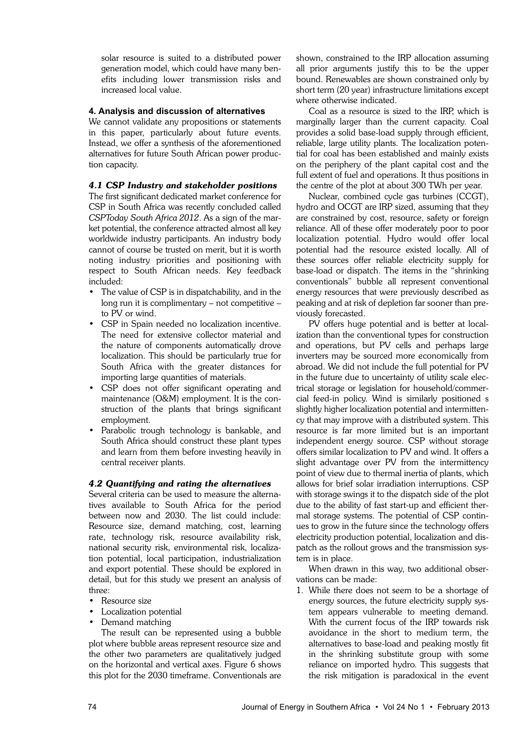solar resource is suited to a distributed power generation model, which could have many benefits including lower transmission risks and increased local value.

### 4. Analysis and discussion of alternatives

We cannot validate any propositions or statements in this paper, particularly about future events. Instead, we offer a synthesis of the aforementioned alternatives for future South African power production capacity.

#### *4.1 CSP Industry and stakeholder positions*

The first significant dedicated market conference for CSP in South Africa was recently concluded called *CSPToday South Africa 2012*. As a sign of the market potential, the conference attracted almost all key worldwide industry participants. An industry body cannot of course be trusted on merit, but it is worth noting industry priorities and positioning with respect to South African needs. Key feedback included:

- The value of CSP is in dispatchability, and in the long run it is complimentary – not competitive – to PV or wind.
- CSP in Spain needed no localization incentive. The need for extensive collector material and the nature of components automatically drove localization. This should be particularly true for South Africa with the greater distances for importing large quantities of materials.
- CSP does not offer significant operating and maintenance (O&M) employment. It is the construction of the plants that brings significant employment.
- Parabolic trough technology is bankable, and South Africa should construct these plant types and learn from them before investing heavily in central receiver plants.

#### *4.2 Quantifying and rating the alternatives*

Several criteria can be used to measure the alternatives available to South Africa for the period between now and 2030. The list could include: Resource size, demand matching, cost, learning rate, technology risk, resource availability risk, national security risk, environmental risk, localization potential, local participation, industrialization and export potential. These should be explored in detail, but for this study we present an analysis of three:

- Resource size
- Localization potential
- Demand matching

The result can be represented using a bubble plot where bubble areas represent resource size and the other two parameters are qualitatively judged on the horizontal and vertical axes. Figure 6 shows this plot for the 2030 timeframe. Conventionals are shown, constrained to the IRP allocation assuming all prior arguments justify this to be the upper bound. Renewables are shown constrained only by short term (20 year) infrastructure limitations except where otherwise indicated.

Coal as a resource is sized to the IRP, which is marginally larger than the current capacity. Coal provides a solid base-load supply through efficient, reliable, large utility plants. The localization potential for coal has been established and mainly exists on the periphery of the plant capital cost and the full extent of fuel and operations. It thus positions in the centre of the plot at about 300 TWh per year.

Nuclear, combined cycle gas turbines (CCGT), hydro and OCGT are IRP sized, assuming that they are constrained by cost, resource, safety or foreign reliance. All of these offer moderately poor to poor localization potential. Hydro would offer local potential had the resource existed locally. All of these sources offer reliable electricity supply for base-load or dispatch. The items in the "shrinking conventionals" bubble all represent conventional energy resources that were previously described as peaking and at risk of depletion far sooner than previously forecasted.

PV offers huge potential and is better at localization than the conventional types for construction and operations, but PV cells and perhaps large inverters may be sourced more economically from abroad. We did not include the full potential for PV in the future due to uncertainty of utility scale electrical storage or legislation for household/commercial feed-in policy. Wind is similarly positioned s slightly higher localization potential and intermittency that may improve with a distributed system. This resource is far more limited but is an important independent energy source. CSP without storage offers similar localization to PV and wind. It offers a slight advantage over PV from the intermittency point of view due to thermal inertia of plants, which allows for brief solar irradiation interruptions. CSP with storage swings it to the dispatch side of the plot due to the ability of fast start-up and efficient thermal storage systems. The potential of CSP continues to grow in the future since the technology offers electricity production potential, localization and dispatch as the rollout grows and the transmission system is in place.

When drawn in this way, two additional observations can be made:

1. While there does not seem to be a shortage of energy sources, the future electricity supply system appears vulnerable to meeting demand. With the current focus of the IRP towards risk avoidance in the short to medium term, the alternatives to base-load and peaking mostly fit in the shrinking substitute group with some reliance on imported hydro. This suggests that the risk mitigation is paradoxical in the event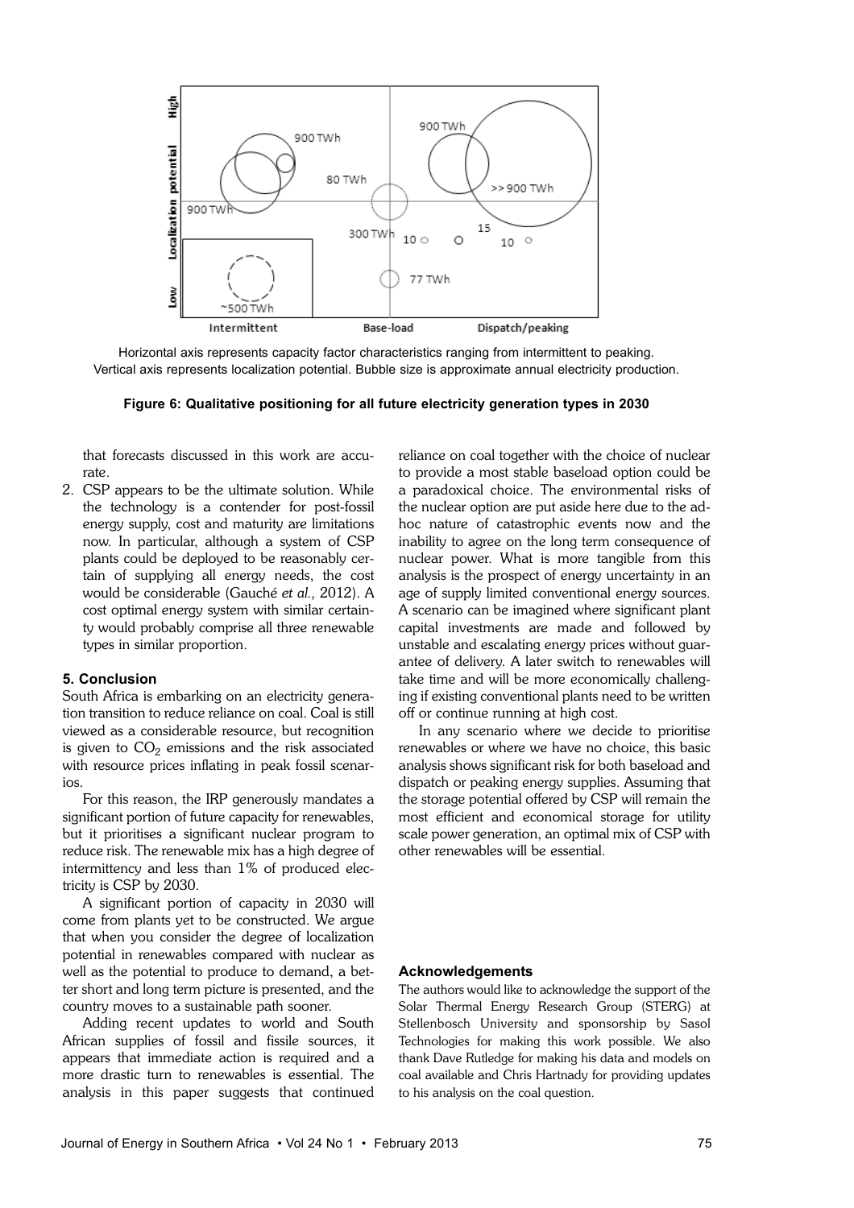Horizontal axis represents capacity factor characteristics ranging from intermittent to peaking.
Vertical axis represents localization potential. Bubble size is approximate annual electricity production.

**Figure 6: Qualitative positioning for all future electricity generation types in 2030**

that forecasts discussed in this work are accurate.

2. CSP appears to be the ultimate solution. While the technology is a contender for post-fossil energy supply, cost and maturity are limitations now. In particular, although a system of CSP plants could be deployed to be reasonably certain of supplying all energy needs, the cost would be considerable (Gauché *et al.,* 2012). A cost optimal energy system with similar certainty would probably comprise all three renewable types in similar proportion.

### 5. Conclusion

South Africa is embarking on an electricity generation transition to reduce reliance on coal. Coal is still viewed as a considerable resource, but recognition is given to $CO_2$ emissions and the risk associated with resource prices inflating in peak fossil scenarios.

For this reason, the IRP generously mandates a significant portion of future capacity for renewables, but it prioritises a significant nuclear program to reduce risk. The renewable mix has a high degree of intermittency and less than 1% of produced electricity is CSP by 2030.

A significant portion of capacity in 2030 will come from plants yet to be constructed. We argue that when you consider the degree of localization potential in renewables compared with nuclear as well as the potential to produce to demand, a better short and long term picture is presented, and the country moves to a sustainable path sooner.

Adding recent updates to world and South African supplies of fossil and fissile sources, it appears that immediate action is required and a more drastic turn to renewables is essential. The analysis in this paper suggests that continued reliance on coal together with the choice of nuclear to provide a most stable baseload option could be a paradoxical choice. The environmental risks of the nuclear option are put aside here due to the ad-hoc nature of catastrophic events now and the inability to agree on the long term consequence of nuclear power. What is more tangible from this analysis is the prospect of energy uncertainty in an age of supply limited conventional energy sources. A scenario can be imagined where significant plant capital investments are made and followed by unstable and escalating energy prices without guarantee of delivery. A later switch to renewables will take time and will be more economically challenging if existing conventional plants need to be written off or continue running at high cost.

In any scenario where we decide to prioritise renewables or where we have no choice, this basic analysis shows significant risk for both baseload and dispatch or peaking energy supplies. Assuming that the storage potential offered by CSP will remain the most efficient and economical storage for utility scale power generation, an optimal mix of CSP with other renewables will be essential.

### Acknowledgements

The authors would like to acknowledge the support of the Solar Thermal Energy Research Group (STERG) at Stellenbosch University and sponsorship by Sasol Technologies for making this work possible. We also thank Dave Rutledge for making his data and models on coal available and Chris Hartnady for providing updates to his analysis on the coal question.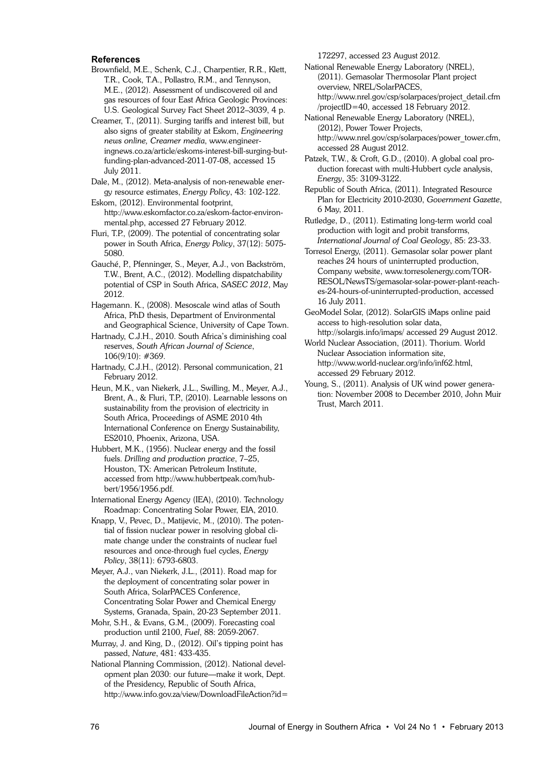## References

Brownfield, M.E., Schenk, C.J., Charpentier, R.R., Klett, T.R., Cook, T.A., Pollastro, R.M., and Tennyson, M.E., (2012). Assessment of undiscovered oil and gas resources of four East Africa Geologic Provinces: U.S. Geological Survey Fact Sheet 2012–3039, 4 p.

Creamer, T., (2011). Surging tariffs and interest bill, but also signs of greater stability at Eskom, *Engineering news online, Creamer media*, www.engineeringnews.co.za/article/eskoms-interest-bill-surging-but-funding-plan-advanced-2011-07-08, accessed 15 July 2011.

Dale, M., (2012). Meta-analysis of non-renewable energy resource estimates, *Energy Policy*, 43: 102-122.

Eskom, (2012). Environmental footprint, http://www.eskomfactor.co.za/eskom-factor-environmental.php, accessed 27 February 2012.

Fluri, T.P., (2009). The potential of concentrating solar power in South Africa, *Energy Policy*, 37(12): 5075-5080.

Gauché, P., Pfenninger, S., Meyer, A.J., von Backström, T.W., Brent, A.C., (2012). Modelling dispatchability potential of CSP in South Africa, *SASEC 2012*, May 2012.

Hagemann. K., (2008). Mesoscale wind atlas of South Africa, PhD thesis, Department of Environmental and Geographical Science, University of Cape Town.

Hartnady, C.J.H., 2010. South Africa's diminishing coal reserves, *South African Journal of Science*, 106(9/10): #369.

Hartnady, C.J.H., (2012). Personal communication, 21 February 2012.

Heun, M.K., van Niekerk, J.L., Swilling, M., Meyer, A.J., Brent, A., & Fluri, T.P., (2010). Learnable lessons on sustainability from the provision of electricity in South Africa, Proceedings of ASME 2010 4th International Conference on Energy Sustainability, ES2010, Phoenix, Arizona, USA.

Hubbert, M.K., (1956). Nuclear energy and the fossil fuels. *Drilling and production practice*, 7–25, Houston, TX: American Petroleum Institute, accessed from http://www.hubbertpeak.com/hubbert/1956/1956.pdf.

International Energy Agency (IEA), (2010). Technology Roadmap: Concentrating Solar Power, EIA, 2010.

Knapp, V., Pevec, D., Matijevic, M., (2010). The potential of fission nuclear power in resolving global climate change under the constraints of nuclear fuel resources and once-through fuel cycles, *Energy Policy*, 38(11): 6793-6803.

Meyer, A.J., van Niekerk, J.L., (2011). Road map for the deployment of concentrating solar power in South Africa, SolarPACES Conference, Concentrating Solar Power and Chemical Energy Systems, Granada, Spain, 20-23 September 2011.

Mohr, S.H., & Evans, G.M., (2009). Forecasting coal production until 2100, *Fuel*, 88: 2059-2067.

Murray, J. and King, D., (2012). Oil's tipping point has passed, *Nature*, 481: 433-435.

National Planning Commission, (2012). National development plan 2030: our future—make it work, Dept. of the Presidency, Republic of South Africa, http://www.info.gov.za/view/DownloadFileAction?id=172297, accessed 23 August 2012.

National Renewable Energy Laboratory (NREL), (2011). Gemasolar Thermosolar Plant project overview, NREL/SolarPACES, http://www.nrel.gov/csp/solarpaces/project_detail.cfm/projectID=40, accessed 18 February 2012.

National Renewable Energy Laboratory (NREL), (2012), Power Tower Projects, http://www.nrel.gov/csp/solarpaces/power_tower.cfm, accessed 28 August 2012.

Patzek, T.W., & Croft, G.D., (2010). A global coal production forecast with multi-Hubbert cycle analysis, *Energy*, 35: 3109-3122.

Republic of South Africa, (2011). Integrated Resource Plan for Electricity 2010-2030, *Government Gazette*, 6 May, 2011.

Rutledge, D., (2011). Estimating long-term world coal production with logit and probit transforms, *International Journal of Coal Geology*, 85: 23-33.

Torresol Energy, (2011). Gemasolar solar power plant reaches 24 hours of uninterrupted production, Company website, www.torresolenergy.com/TORRESOL/NewsTS/gemasolar-solar-power-plant-reaches-24-hours-of-uninterrupted-production, accessed 16 July 2011.

GeoModel Solar, (2012). SolarGIS iMaps online paid access to high-resolution solar data, http://solargis.info/imaps/ accessed 29 August 2012.

World Nuclear Association, (2011). Thorium. World Nuclear Association information site, http://www.world-nuclear.org/info/inf62.html, accessed 29 February 2012.

Young, S., (2011). Analysis of UK wind power generation: November 2008 to December 2010, John Muir Trust, March 2011.